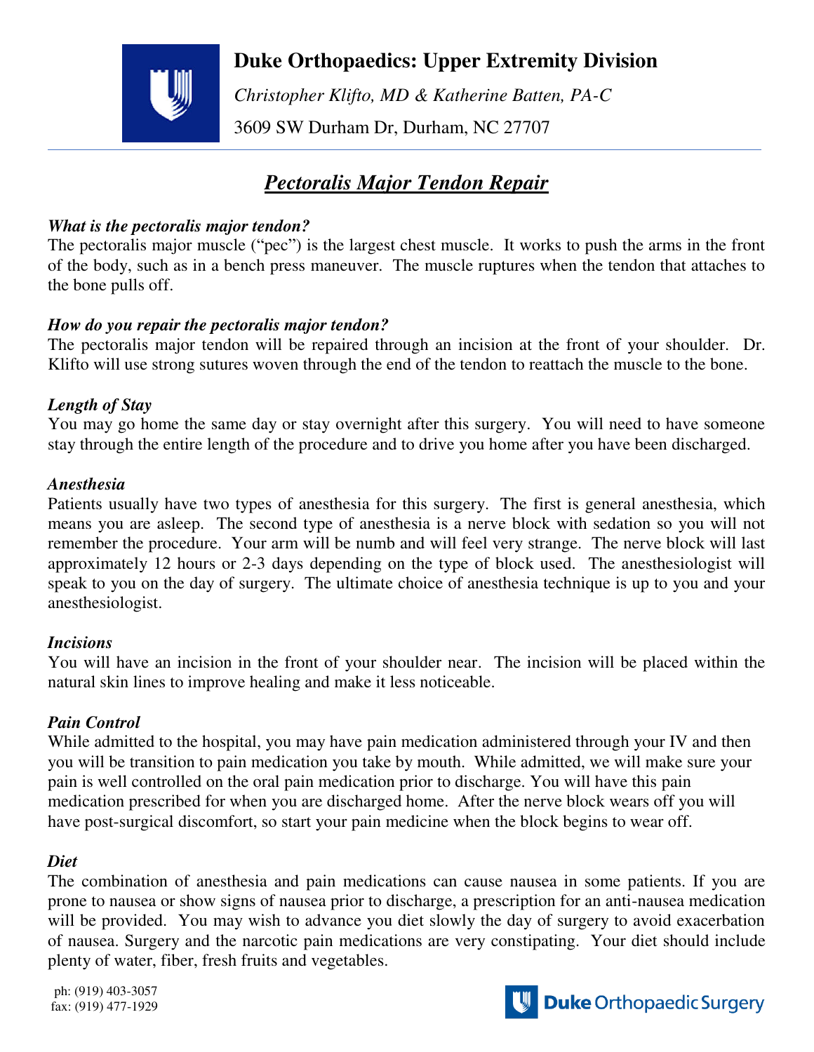# Duke Orthopaedics: Upper Extremity Division

*Christopher Klifto, MD & Katherine Batten, PA-C*

3609 SW Durham Dr, Durham, NC 27707

---

## *Pectoralis Major Tendon Repair*

### *What is the pectoralis major tendon?*

The pectoralis major muscle ("pec") is the largest chest muscle. It works to push the arms in the front of the body, such as in a bench press maneuver. The muscle ruptures when the tendon that attaches to the bone pulls off.

### *How do you repair the pectoralis major tendon?*

The pectoralis major tendon will be repaired through an incision at the front of your shoulder. Dr. Klifto will use strong sutures woven through the end of the tendon to reattach the muscle to the bone.

### *Length of Stay*

You may go home the same day or stay overnight after this surgery. You will need to have someone stay through the entire length of the procedure and to drive you home after you have been discharged.

### *Anesthesia*

Patients usually have two types of anesthesia for this surgery. The first is general anesthesia, which means you are asleep. The second type of anesthesia is a nerve block with sedation so you will not remember the procedure. Your arm will be numb and will feel very strange. The nerve block will last approximately 12 hours or 2-3 days depending on the type of block used. The anesthesiologist will speak to you on the day of surgery. The ultimate choice of anesthesia technique is up to you and your anesthesiologist.

### *Incisions*

You will have an incision in the front of your shoulder near. The incision will be placed within the natural skin lines to improve healing and make it less noticeable.

### *Pain Control*

While admitted to the hospital, you may have pain medication administered through your IV and then you will be transition to pain medication you take by mouth. While admitted, we will make sure your pain is well controlled on the oral pain medication prior to discharge. You will have this pain medication prescribed for when you are discharged home. After the nerve block wears off you will have post-surgical discomfort, so start your pain medicine when the block begins to wear off.

### *Diet*

The combination of anesthesia and pain medications can cause nausea in some patients. If you are prone to nausea or show signs of nausea prior to discharge, a prescription for an anti-nausea medication will be provided. You may wish to advance you diet slowly the day of surgery to avoid exacerbation of nausea. Surgery and the narcotic pain medications are very constipating. Your diet should include plenty of water, fiber, fresh fruits and vegetables.

ph: (919) 403-3057
fax: (919) 477-1929

Duke Orthopaedic Surgery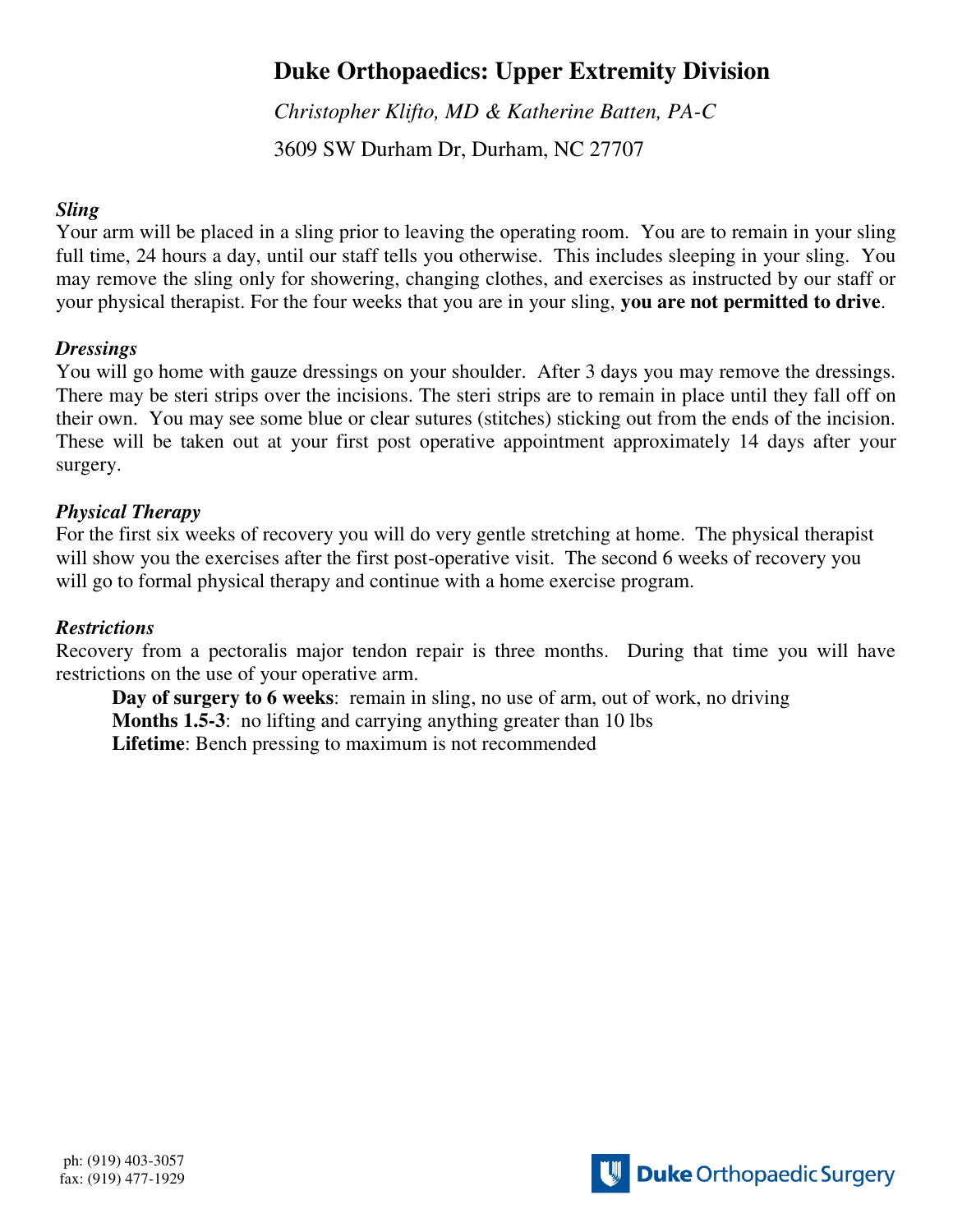# Duke Orthopaedics: Upper Extremity Division

*Christopher Klifto, MD & Katherine Batten, PA-C*

3609 SW Durham Dr, Durham, NC 27707

### *Sling*

Your arm will be placed in a sling prior to leaving the operating room. You are to remain in your sling full time, 24 hours a day, until our staff tells you otherwise. This includes sleeping in your sling. You may remove the sling only for showering, changing clothes, and exercises as instructed by our staff or your physical therapist. For the four weeks that you are in your sling, **you are not permitted to drive**.

### *Dressings*

You will go home with gauze dressings on your shoulder. After 3 days you may remove the dressings. There may be steri strips over the incisions. The steri strips are to remain in place until they fall off on their own. You may see some blue or clear sutures (stitches) sticking out from the ends of the incision. These will be taken out at your first post operative appointment approximately 14 days after your surgery.

### *Physical Therapy*

For the first six weeks of recovery you will do very gentle stretching at home. The physical therapist will show you the exercises after the first post-operative visit. The second 6 weeks of recovery you will go to formal physical therapy and continue with a home exercise program.

### *Restrictions*

Recovery from a pectoralis major tendon repair is three months. During that time you will have restrictions on the use of your operative arm.

- **Day of surgery to 6 weeks**: remain in sling, no use of arm, out of work, no driving
- **Months 1.5-3**: no lifting and carrying anything greater than 10 lbs
- **Lifetime**: Bench pressing to maximum is not recommended

ph: (919) 403-3057
fax: (919) 477-1929

Duke Orthopaedic Surgery